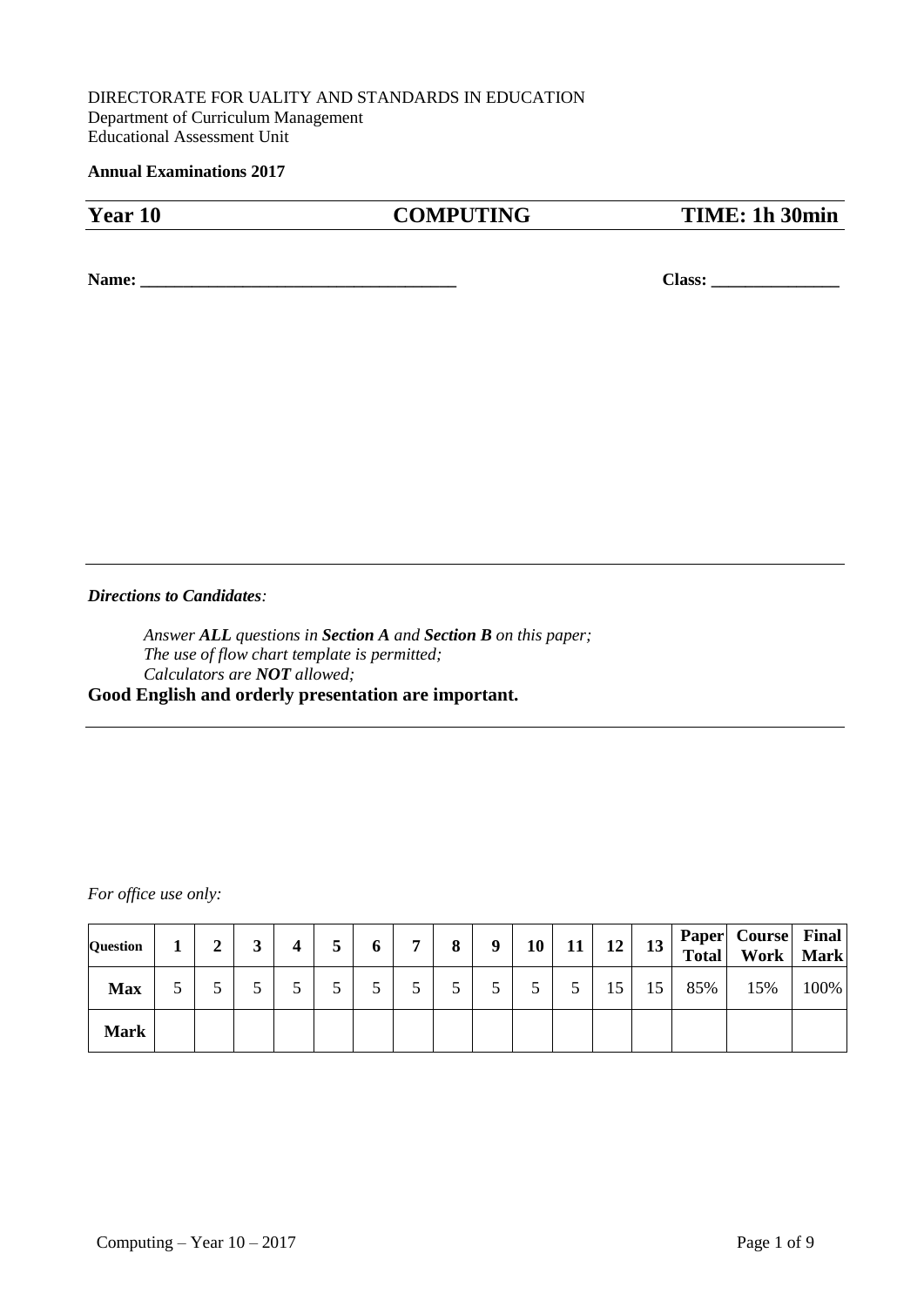DIRECTORATE FOR UALITY AND STANDARDS IN EDUCATION
Department of Curriculum Management
Educational Assessment Unit

**Annual Examinations 2017**

| **Year 10** | **COMPUTING** | **TIME: 1h 30min** |
|---|---|---|

**Name: _____________________________________** **Class: _______________**

---

***Directions to Candidates*:**

*Answer **ALL** questions in **Section A** and **Section B** on this paper;*
*The use of flow chart template is permitted;*
*Calculators are **NOT** allowed;*

**Good English and orderly presentation are important.**

---

*For office use only:*

| **Question** | **1** | **2** | **3** | **4** | **5** | **6** | **7** | **8** | **9** | **10** | **11** | **12** | **13** | **Paper Total** | **Course Work** | **Final Mark** |
|---|---|---|---|---|---|---|---|---|---|---|---|---|---|---|---|---|
| **Max** | 5 | 5 | 5 | 5 | 5 | 5 | 5 | 5 | 5 | 5 | 5 | 15 | 15 | 85% | 15% | 100% |
| **Mark** | | | | | | | | | | | | | | | | |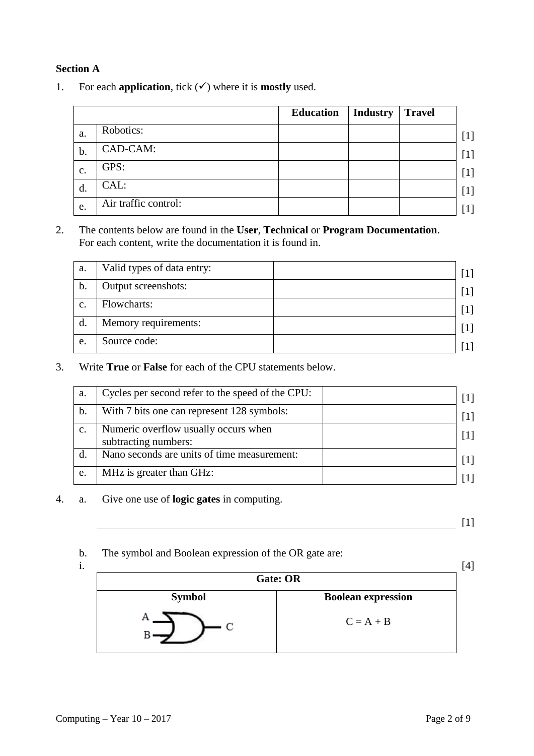**Section A**

1. For each **application**, tick (✓) where it is **mostly** used.

| | | Education | Industry | Travel | |
|---|---|---|---|---|---|
| a. | Robotics: | | | | [1] |
| b. | CAD-CAM: | | | | [1] |
| c. | GPS: | | | | [1] |
| d. | CAL: | | | | [1] |
| e. | Air traffic control: | | | | [1] |

2. The contents below are found in the **User**, **Technical** or **Program Documentation**.
For each content, write the documentation it is found in.

| | | | |
|---|---|---|---|
| a. | Valid types of data entry: | | [1] |
| b. | Output screenshots: | | [1] |
| c. | Flowcharts: | | [1] |
| d. | Memory requirements: | | [1] |
| e. | Source code: | | [1] |

3. Write **True** or **False** for each of the CPU statements below.

| | | | |
|---|---|---|---|
| a. | Cycles per second refer to the speed of the CPU: | | [1] |
| b. | With 7 bits one can represent 128 symbols: | | [1] |
| c. | Numeric overflow usually occurs when subtracting numbers: | | [1] |
| d. | Nano seconds are units of time measurement: | | [1] |
| e. | MHz is greater than GHz: | | [1] |

4. a. Give one use of **logic gates** in computing.

______________________________________________ [1]

b. The symbol and Boolean expression of the OR gate are:

i. [4]

| Gate: OR | |
|---|---|
| **Symbol** | **Boolean expression** |
| A, B → OR gate → C | C = A + B |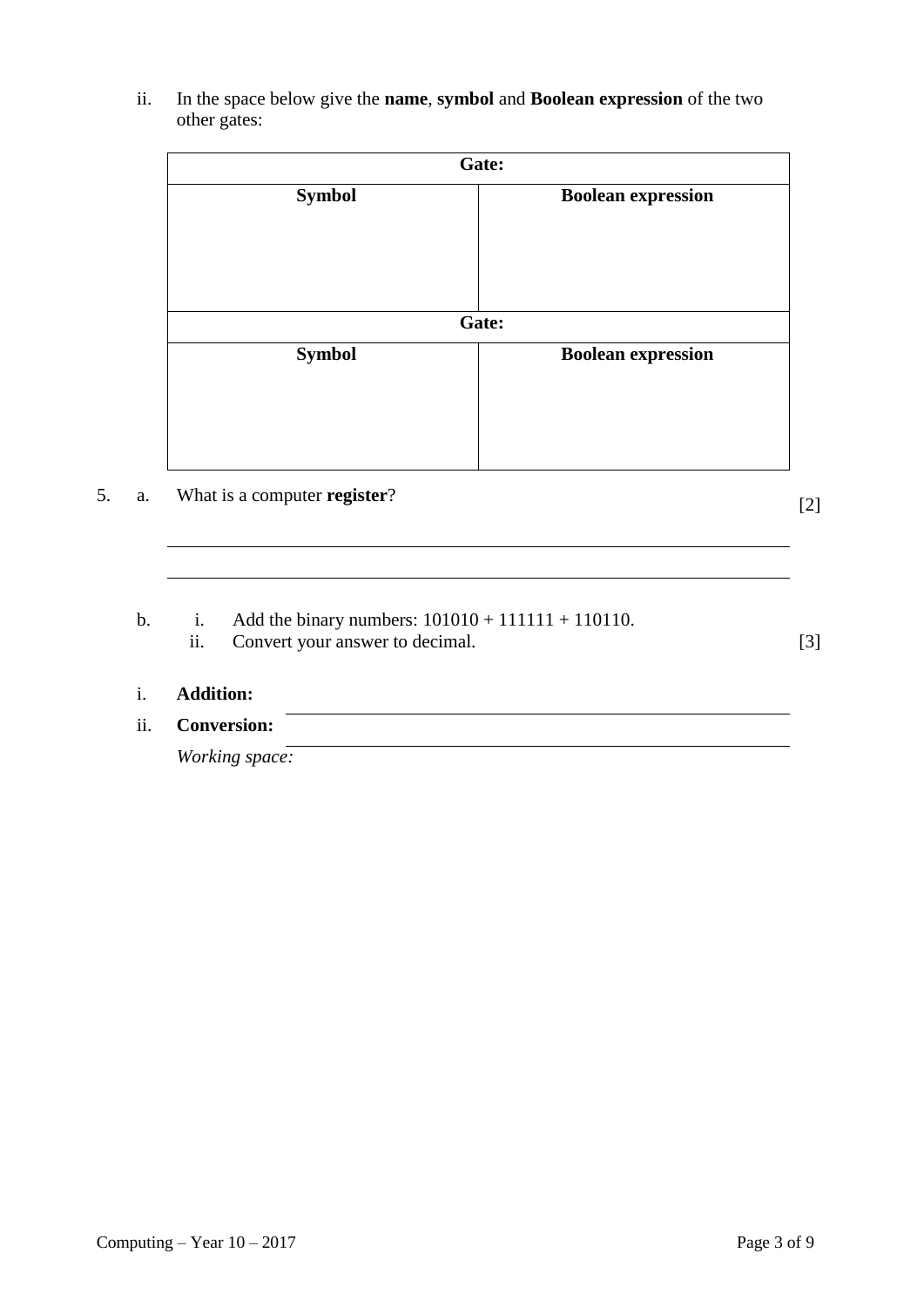ii. In the space below give the **name**, **symbol** and **Boolean expression** of the two other gates:

| **Gate:** | |
|---|---|
| **Symbol** | **Boolean expression** |
| | |
| **Gate:** | |
| **Symbol** | **Boolean expression** |
| | |

5. a. What is a computer **register**? [2]

_______________________________________________

_______________________________________________

b. i. Add the binary numbers: 101010 + 111111 + 110110.
   ii. Convert your answer to decimal. [3]

i. **Addition:** _______________________________

ii. **Conversion:** _______________________________

*Working space:*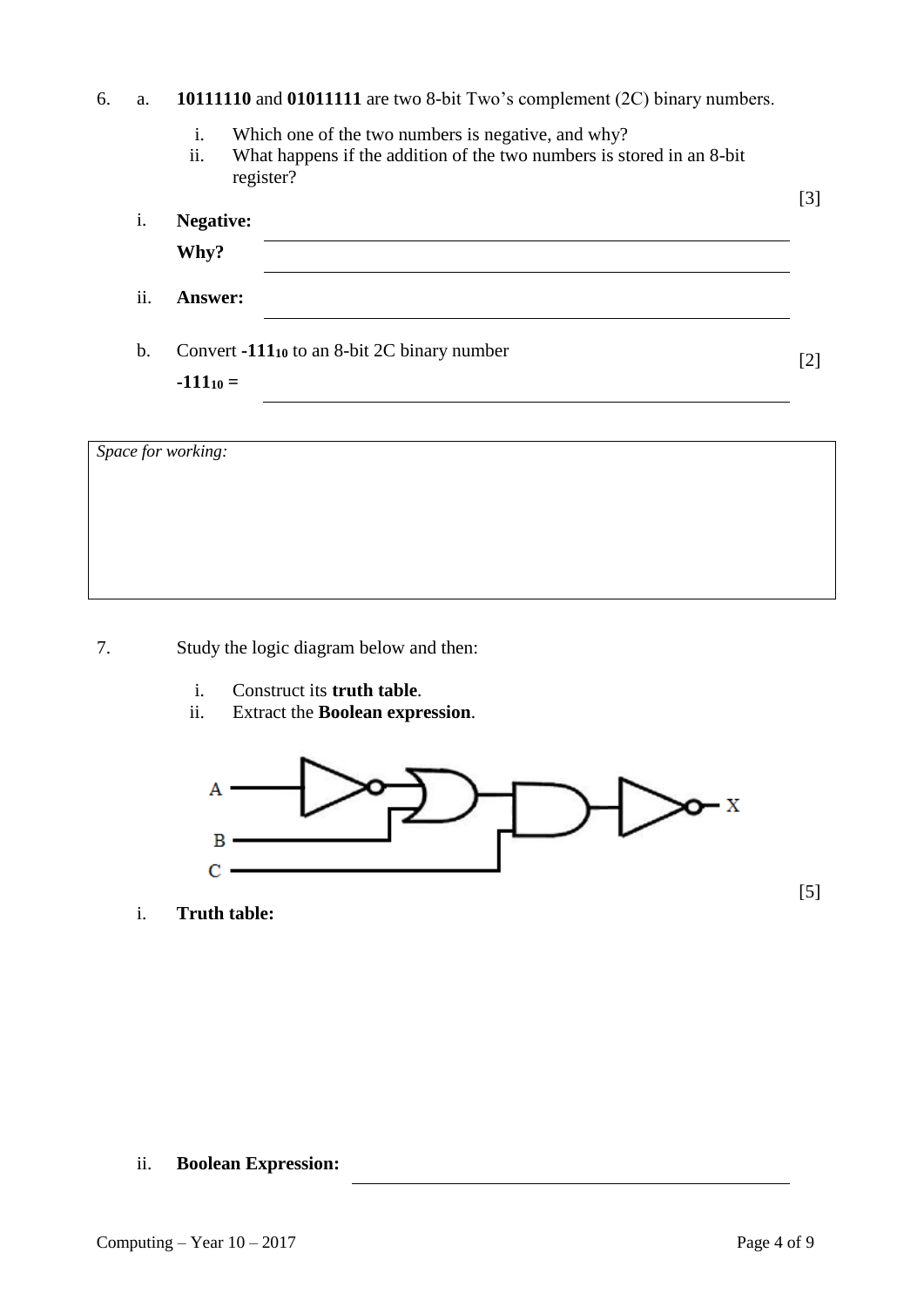6. a. **10111110** and **01011111** are two 8-bit Two's complement (2C) binary numbers.

   i. Which one of the two numbers is negative, and why?
   
   ii. What happens if the addition of the two numbers is stored in an 8-bit register?

   [3]

   i. **Negative:** \_\_\_\_\_\_\_\_\_\_\_\_\_\_\_\_\_\_\_\_

   **Why?** \_\_\_\_\_\_\_\_\_\_\_\_\_\_\_\_\_\_\_\_

   ii. **Answer:** \_\_\_\_\_\_\_\_\_\_\_\_\_\_\_\_\_\_\_\_

   b. Convert **-111**$_{10}$ to an 8-bit 2C binary number

   [2]

   **-111**$_{10}$ **=** \_\_\_\_\_\_\_\_\_\_\_\_\_\_\_\_\_\_\_\_

*Space for working:*

7. Study the logic diagram below and then:

   i. Construct its **truth table**.
   
   ii. Extract the **Boolean expression**.

[5]

   i. **Truth table:**

   ii. **Boolean Expression:** \_\_\_\_\_\_\_\_\_\_\_\_\_\_\_\_\_\_\_\_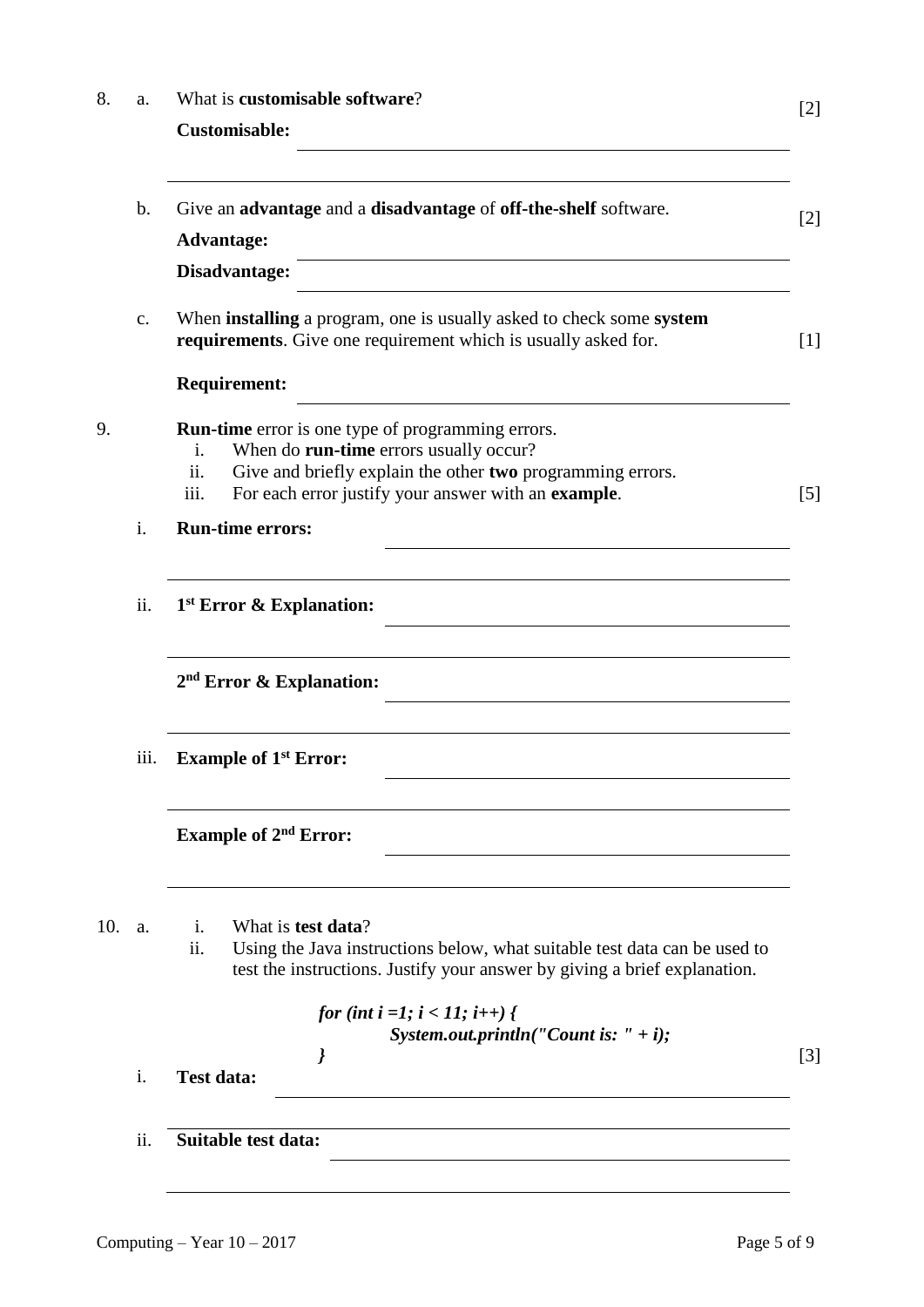8. a. What is **customisable software**? [2]

**Customisable:** ______________________________

______________________________

b. Give an **advantage** and a **disadvantage** of **off-the-shelf** software. [2]

**Advantage:** ______________________________

**Disadvantage:** ______________________________

c. When **installing** a program, one is usually asked to check some **system requirements**. Give one requirement which is usually asked for. [1]

**Requirement:** ______________________________

9. **Run-time** error is one type of programming errors.
   i. When do **run-time** errors usually occur?
   ii. Give and briefly explain the other **two** programming errors.
   iii. For each error justify your answer with an **example**. [5]

i. **Run-time errors:** ______________________________

______________________________

ii. **1st Error & Explanation:** ______________________________

______________________________

**2nd Error & Explanation:** ______________________________

______________________________

iii. **Example of 1st Error:** ______________________________

______________________________

**Example of 2nd Error:** ______________________________

______________________________

10. a. i. What is **test data**?
   ii. Using the Java instructions below, what suitable test data can be used to test the instructions. Justify your answer by giving a brief explanation.

```
for (int i =1; i < 11; i++) {
        System.out.println("Count is: " + i);
}
```

[3]

i. **Test data:** ______________________________

______________________________

ii. **Suitable test data:** ______________________________

______________________________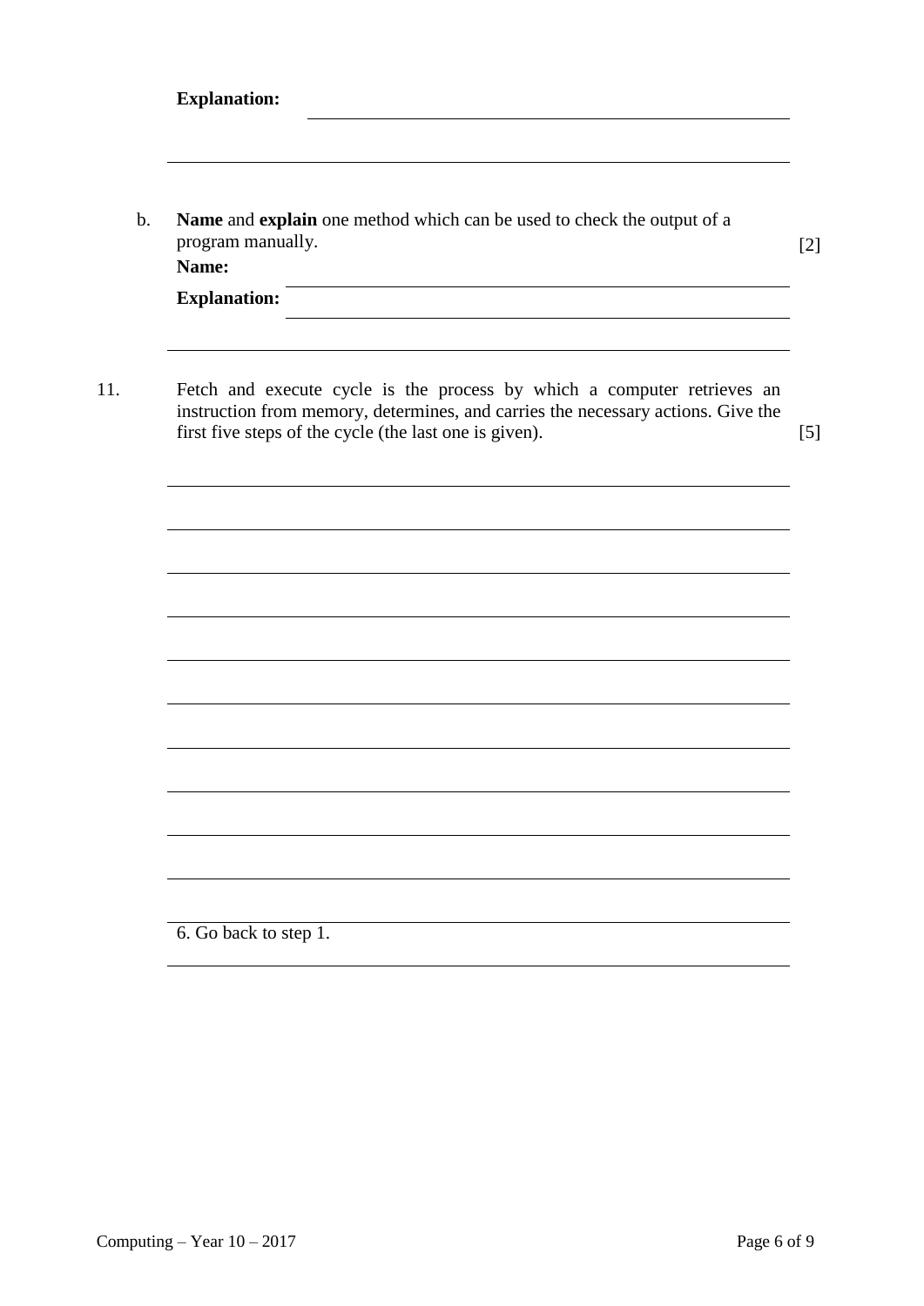**Explanation:** ____________________________________________

______________________________________________________

b. **Name** and **explain** one method which can be used to check the output of a program manually. [2]

**Name:** ____________________________________________

**Explanation:** ____________________________________________

______________________________________________________

11. Fetch and execute cycle is the process by which a computer retrieves an instruction from memory, determines, and carries the necessary actions. Give the first five steps of the cycle (the last one is given). [5]

______________________________________________________

______________________________________________________

______________________________________________________

______________________________________________________

______________________________________________________

______________________________________________________

______________________________________________________

______________________________________________________

______________________________________________________

______________________________________________________

6. Go back to step 1.

______________________________________________________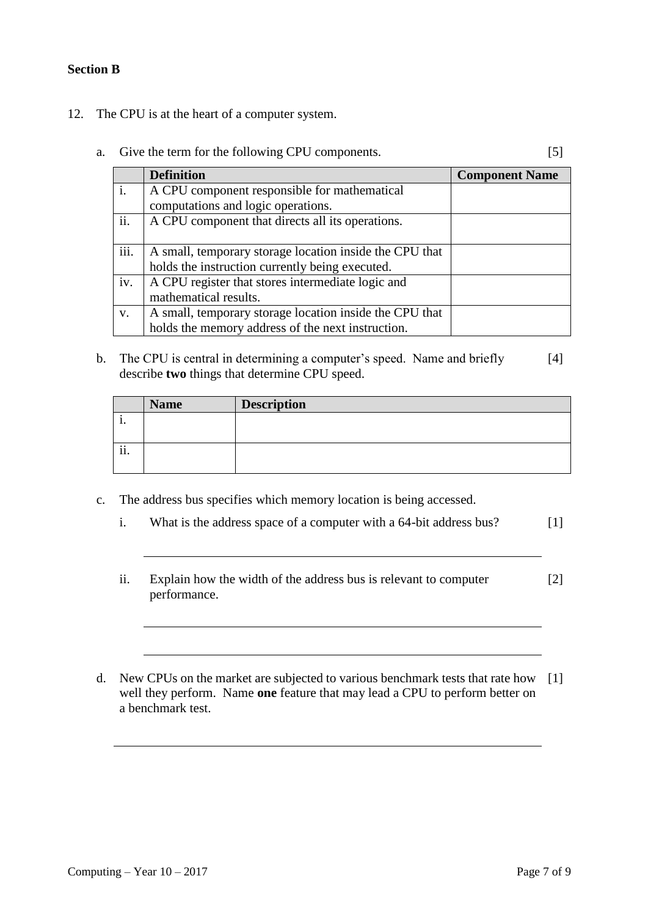**Section B**

12. The CPU is at the heart of a computer system.

   a. Give the term for the following CPU components. [5]

|  | Definition | Component Name |
|---|---|---|
| i. | A CPU component responsible for mathematical computations and logic operations. |  |
| ii. | A CPU component that directs all its operations. |  |
| iii. | A small, temporary storage location inside the CPU that holds the instruction currently being executed. |  |
| iv. | A CPU register that stores intermediate logic and mathematical results. |  |
| v. | A small, temporary storage location inside the CPU that holds the memory address of the next instruction. |  |

   b. The CPU is central in determining a computer's speed. Name and briefly describe **two** things that determine CPU speed. [4]

|  | Name | Description |
|---|---|---|
| i. |  |  |
| ii. |  |  |

   c. The address bus specifies which memory location is being accessed.

      i. What is the address space of a computer with a 64-bit address bus? [1]

      ______________________________________________________________

      ii. Explain how the width of the address bus is relevant to computer performance. [2]

      ______________________________________________________________

      ______________________________________________________________

   d. New CPUs on the market are subjected to various benchmark tests that rate how well they perform. Name **one** feature that may lead a CPU to perform better on a benchmark test. [1]

   ______________________________________________________________

Computing – Year 10 – 2017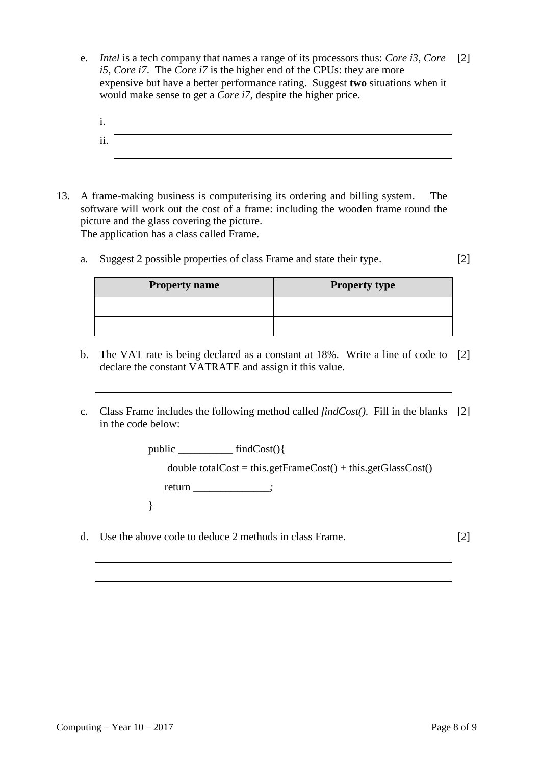e. *Intel* is a tech company that names a range of its processors thus: *Core i3*, *Core i5*, *Core i7*. The *Core i7* is the higher end of the CPUs: they are more expensive but have a better performance rating. Suggest **two** situations when it would make sense to get a *Core i7*, despite the higher price. [2]

i. ______________________________________________

ii. ______________________________________________

13. A frame-making business is computerising its ordering and billing system. The software will work out the cost of a frame: including the wooden frame round the picture and the glass covering the picture.
The application has a class called Frame.

a. Suggest 2 possible properties of class Frame and state their type. [2]

| Property name | Property type |
|---|---|
| | |
| | |

b. The VAT rate is being declared as a constant at 18%. Write a line of code to declare the constant VATRATE and assign it this value. [2]

______________________________________________

c. Class Frame includes the following method called *findCost()*. Fill in the blanks in the code below: [2]

```
public __________ findCost(){
    double totalCost = this.getFrameCost() + this.getGlassCost()
    return ______________;
}
```

d. Use the above code to deduce 2 methods in class Frame. [2]

______________________________________________

______________________________________________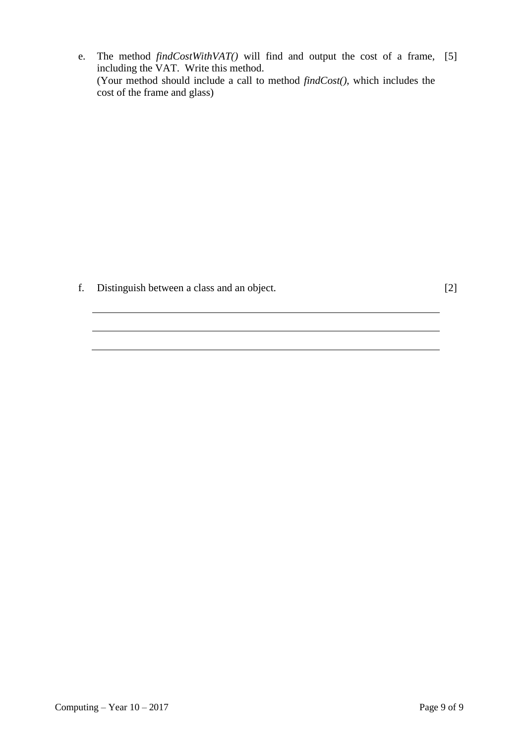e. The method *findCostWithVAT()* will find and output the cost of a frame, including the VAT. Write this method. [5]
(Your method should include a call to method *findCost()*, which includes the cost of the frame and glass)

f. Distinguish between a class and an object. [2]